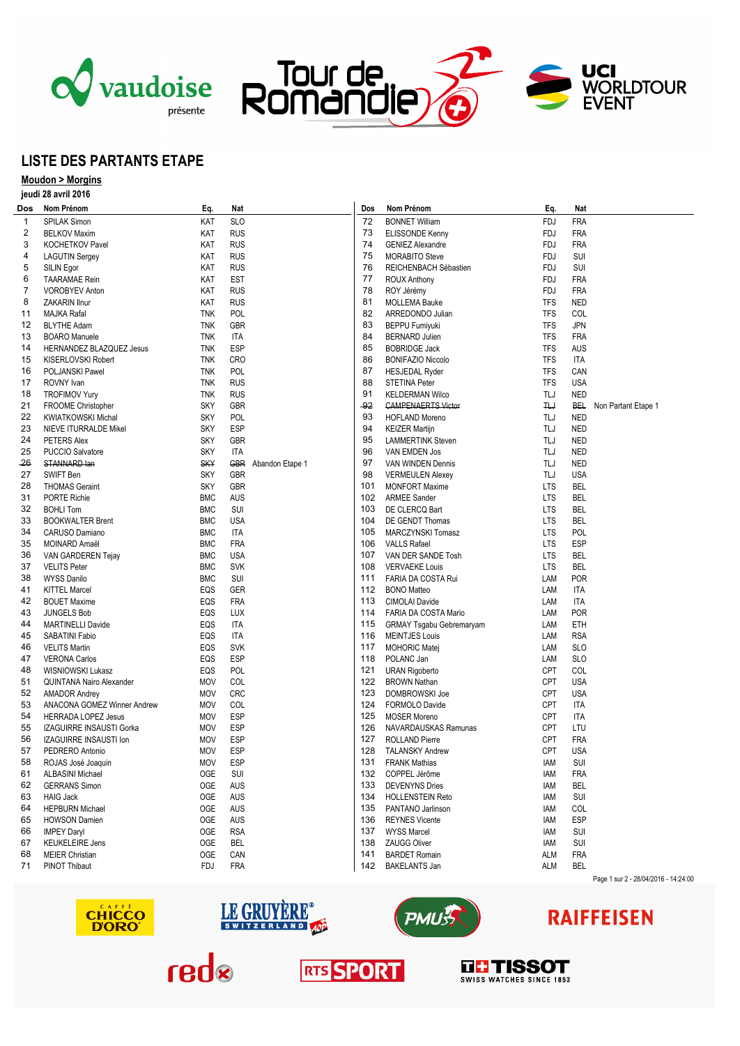## LISTE DES PARTANTS ETAPE

**Moudon > Morgins**

**jeudi 28 avril 2016**

| Dos | Nom Prénom | Eq. | Nat | |
|---|---|---|---|---|
| 1 | SPILAK Simon | KAT | SLO | |
| 2 | BELKOV Maxim | KAT | RUS | |
| 3 | KOCHETKOV Pavel | KAT | RUS | |
| 4 | LAGUTIN Sergey | KAT | RUS | |
| 5 | SILIN Egor | KAT | RUS | |
| 6 | TAARAMAE Rein | KAT | EST | |
| 7 | VOROBYEV Anton | KAT | RUS | |
| 8 | ZAKARIN Ilnur | KAT | RUS | |
| 11 | MAJKA Rafal | TNK | POL | |
| 12 | BLYTHE Adam | TNK | GBR | |
| 13 | BOARO Manuele | TNK | ITA | |
| 14 | HERNANDEZ BLAZQUEZ Jesus | TNK | ESP | |
| 15 | KISERLOVSKI Robert | TNK | CRO | |
| 16 | POLJANSKI Pawel | TNK | POL | |
| 17 | ROVNY Ivan | TNK | RUS | |
| 18 | TROFIMOV Yury | TNK | RUS | |
| 21 | FROOME Christopher | SKY | GBR | |
| 22 | KWIATKOWSKI Michal | SKY | POL | |
| 23 | NIEVE ITURRALDE Mikel | SKY | ESP | |
| 24 | PETERS Alex | SKY | GBR | |
| 25 | PUCCIO Salvatore | SKY | ITA | |
| ~~26~~ | ~~STANNARD Ian~~ | ~~SKY~~ | ~~GBR~~ | Abandon Etape 1 |
| 27 | SWIFT Ben | SKY | GBR | |
| 28 | THOMAS Geraint | SKY | GBR | |
| 31 | PORTE Richie | BMC | AUS | |
| 32 | BOHLI Tom | BMC | SUI | |
| 33 | BOOKWALTER Brent | BMC | USA | |
| 34 | CARUSO Damiano | BMC | ITA | |
| 35 | MOINARD Amaël | BMC | FRA | |
| 36 | VAN GARDEREN Tejay | BMC | USA | |
| 37 | VELITS Peter | BMC | SVK | |
| 38 | WYSS Danilo | BMC | SUI | |
| 41 | KITTEL Marcel | EQS | GER | |
| 42 | BOUET Maxime | EQS | FRA | |
| 43 | JUNGELS Bob | EQS | LUX | |
| 44 | MARTINELLI Davide | EQS | ITA | |
| 45 | SABATINI Fabio | EQS | ITA | |
| 46 | VELITS Martin | EQS | SVK | |
| 47 | VERONA Carlos | EQS | ESP | |
| 48 | WISNIOWSKI Lukasz | EQS | POL | |
| 51 | QUINTANA Nairo Alexander | MOV | COL | |
| 52 | AMADOR Andrey | MOV | CRC | |
| 53 | ANACONA GOMEZ Winner Andrew | MOV | COL | |
| 54 | HERRADA LOPEZ Jesus | MOV | ESP | |
| 55 | IZAGUIRRE INSAUSTI Gorka | MOV | ESP | |
| 56 | IZAGUIRRE INSAUSTI Ion | MOV | ESP | |
| 57 | PEDRERO Antonio | MOV | ESP | |
| 58 | ROJAS José Joaquin | MOV | ESP | |
| 61 | ALBASINI Michael | OGE | SUI | |
| 62 | GERRANS Simon | OGE | AUS | |
| 63 | HAIG Jack | OGE | AUS | |
| 64 | HEPBURN Michael | OGE | AUS | |
| 65 | HOWSON Damien | OGE | AUS | |
| 66 | IMPEY Daryl | OGE | RSA | |
| 67 | KEUKELEIRE Jens | OGE | BEL | |
| 68 | MEIER Christian | OGE | CAN | |
| 71 | PINOT Thibaut | FDJ | FRA | |
| 72 | BONNET William | FDJ | FRA | |
| 73 | ELISSONDE Kenny | FDJ | FRA | |
| 74 | GENIEZ Alexandre | FDJ | FRA | |
| 75 | MORABITO Steve | FDJ | SUI | |
| 76 | REICHENBACH Sébastien | FDJ | SUI | |
| 77 | ROUX Anthony | FDJ | FRA | |
| 78 | ROY Jérémy | FDJ | FRA | |
| 81 | MOLLEMA Bauke | TFS | NED | |
| 82 | ARREDONDO Julian | TFS | COL | |
| 83 | BEPPU Fumiyuki | TFS | JPN | |
| 84 | BERNARD Julien | TFS | FRA | |
| 85 | BOBRIDGE Jack | TFS | AUS | |
| 86 | BONIFAZIO Niccolo | TFS | ITA | |
| 87 | HESJEDAL Ryder | TFS | CAN | |
| 88 | STETINA Peter | TFS | USA | |
| 91 | KELDERMAN Wilco | TLJ | NED | |
| ~~92~~ | ~~CAMPENAERTS Victor~~ | ~~TLJ~~ | ~~BEL~~ | Non Partant Etape 1 |
| 93 | HOFLAND Moreno | TLJ | NED | |
| 94 | KEIZER Martijn | TLJ | NED | |
| 95 | LAMMERTINK Steven | TLJ | NED | |
| 96 | VAN EMDEN Jos | TLJ | NED | |
| 97 | VAN WINDEN Dennis | TLJ | NED | |
| 98 | VERMEULEN Alexey | TLJ | USA | |
| 101 | MONFORT Maxime | LTS | BEL | |
| 102 | ARMEE Sander | LTS | BEL | |
| 103 | DE CLERCQ Bart | LTS | BEL | |
| 104 | DE GENDT Thomas | LTS | BEL | |
| 105 | MARCZYNSKI Tomasz | LTS | POL | |
| 106 | VALLS Rafael | LTS | ESP | |
| 107 | VAN DER SANDE Tosh | LTS | BEL | |
| 108 | VERVAEKE Louis | LTS | BEL | |
| 111 | FARIA DA COSTA Rui | LAM | POR | |
| 112 | BONO Matteo | LAM | ITA | |
| 113 | CIMOLAI Davide | LAM | ITA | |
| 114 | FARIA DA COSTA Mario | LAM | POR | |
| 115 | GRMAY Tsgabu Gebremaryam | LAM | ETH | |
| 116 | MEINTJES Louis | LAM | RSA | |
| 117 | MOHORIC Matej | LAM | SLO | |
| 118 | POLANC Jan | LAM | SLO | |
| 121 | URAN Rigoberto | CPT | COL | |
| 122 | BROWN Nathan | CPT | USA | |
| 123 | DOMBROWSKI Joe | CPT | USA | |
| 124 | FORMOLO Davide | CPT | ITA | |
| 125 | MOSER Moreno | CPT | ITA | |
| 126 | NAVARDAUSKAS Ramunas | CPT | LTU | |
| 127 | ROLLAND Pierre | CPT | FRA | |
| 128 | TALANSKY Andrew | CPT | USA | |
| 131 | FRANK Mathias | IAM | SUI | |
| 132 | COPPEL Jérôme | IAM | FRA | |
| 133 | DEVENYNS Dries | IAM | BEL | |
| 134 | HOLLENSTEIN Reto | IAM | SUI | |
| 135 | PANTANO Jarlinson | IAM | COL | |
| 136 | REYNES Vicente | IAM | ESP | |
| 137 | WYSS Marcel | IAM | SUI | |
| 138 | ZAUGG Oliver | IAM | SUI | |
| 141 | BARDET Romain | ALM | FRA | |
| 142 | BAKELANTS Jan | ALM | BEL | |

28/04/2016 - 14:24:00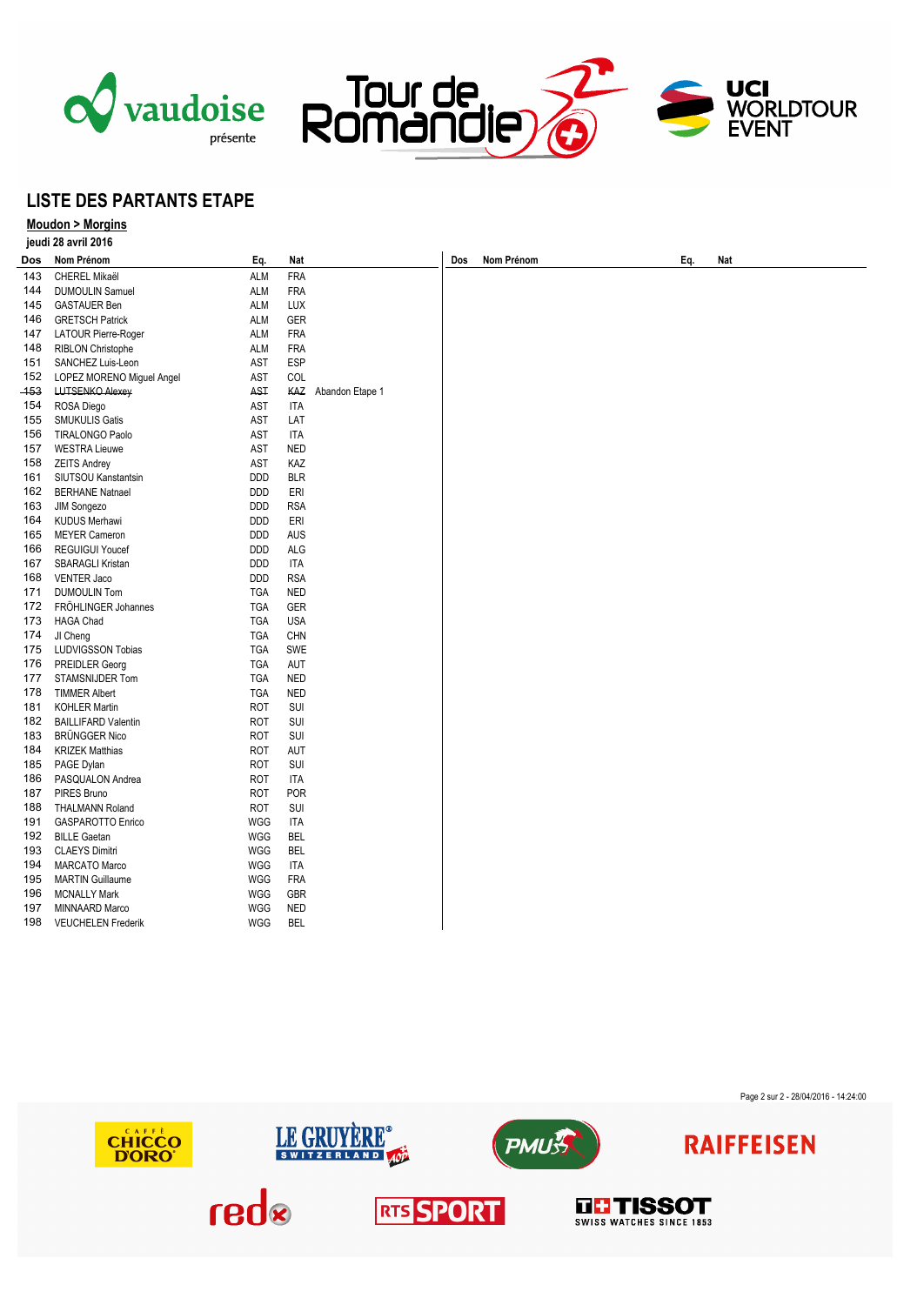## LISTE DES PARTANTS ETAPE

**Moudon > Morgins**

**jeudi 28 avril 2016**

| Dos | Nom Prénom | Eq. | Nat | |
|---|---|---|---|---|
| 143 | CHEREL Mikaël | ALM | FRA | |
| 144 | DUMOULIN Samuel | ALM | FRA | |
| 145 | GASTAUER Ben | ALM | LUX | |
| 146 | GRETSCH Patrick | ALM | GER | |
| 147 | LATOUR Pierre-Roger | ALM | FRA | |
| 148 | RIBLON Christophe | ALM | FRA | |
| 151 | SANCHEZ Luis-Leon | AST | ESP | |
| 152 | LOPEZ MORENO Miguel Angel | AST | COL | |
| ~~153~~ | ~~LUTSENKO Alexey~~ | ~~AST~~ | ~~KAZ~~ | Abandon Etape 1 |
| 154 | ROSA Diego | AST | ITA | |
| 155 | SMUKULIS Gatis | AST | LAT | |
| 156 | TIRALONGO Paolo | AST | ITA | |
| 157 | WESTRA Lieuwe | AST | NED | |
| 158 | ZEITS Andrey | AST | KAZ | |
| 161 | SIUTSOU Kanstantsin | DDD | BLR | |
| 162 | BERHANE Natnael | DDD | ERI | |
| 163 | JIM Songezo | DDD | RSA | |
| 164 | KUDUS Merhawi | DDD | ERI | |
| 165 | MEYER Cameron | DDD | AUS | |
| 166 | REGUIGUI Youcef | DDD | ALG | |
| 167 | SBARAGLI Kristan | DDD | ITA | |
| 168 | VENTER Jaco | DDD | RSA | |
| 171 | DUMOULIN Tom | TGA | NED | |
| 172 | FRÖHLINGER Johannes | TGA | GER | |
| 173 | HAGA Chad | TGA | USA | |
| 174 | JI Cheng | TGA | CHN | |
| 175 | LUDVIGSSON Tobias | TGA | SWE | |
| 176 | PREIDLER Georg | TGA | AUT | |
| 177 | STAMSNIJDER Tom | TGA | NED | |
| 178 | TIMMER Albert | TGA | NED | |
| 181 | KOHLER Martin | ROT | SUI | |
| 182 | BAILLIFARD Valentin | ROT | SUI | |
| 183 | BRÜNGGER Nico | ROT | SUI | |
| 184 | KRIZEK Matthias | ROT | AUT | |
| 185 | PAGE Dylan | ROT | SUI | |
| 186 | PASQUALON Andrea | ROT | ITA | |
| 187 | PIRES Bruno | ROT | POR | |
| 188 | THALMANN Roland | ROT | SUI | |
| 191 | GASPAROTTO Enrico | WGG | ITA | |
| 192 | BILLE Gaetan | WGG | BEL | |
| 193 | CLAEYS Dimitri | WGG | BEL | |
| 194 | MARCATO Marco | WGG | ITA | |
| 195 | MARTIN Guillaume | WGG | FRA | |
| 196 | MCNALLY Mark | WGG | GBR | |
| 197 | MINNAARD Marco | WGG | NED | |
| 198 | VEUCHELEN Frederik | WGG | BEL | |